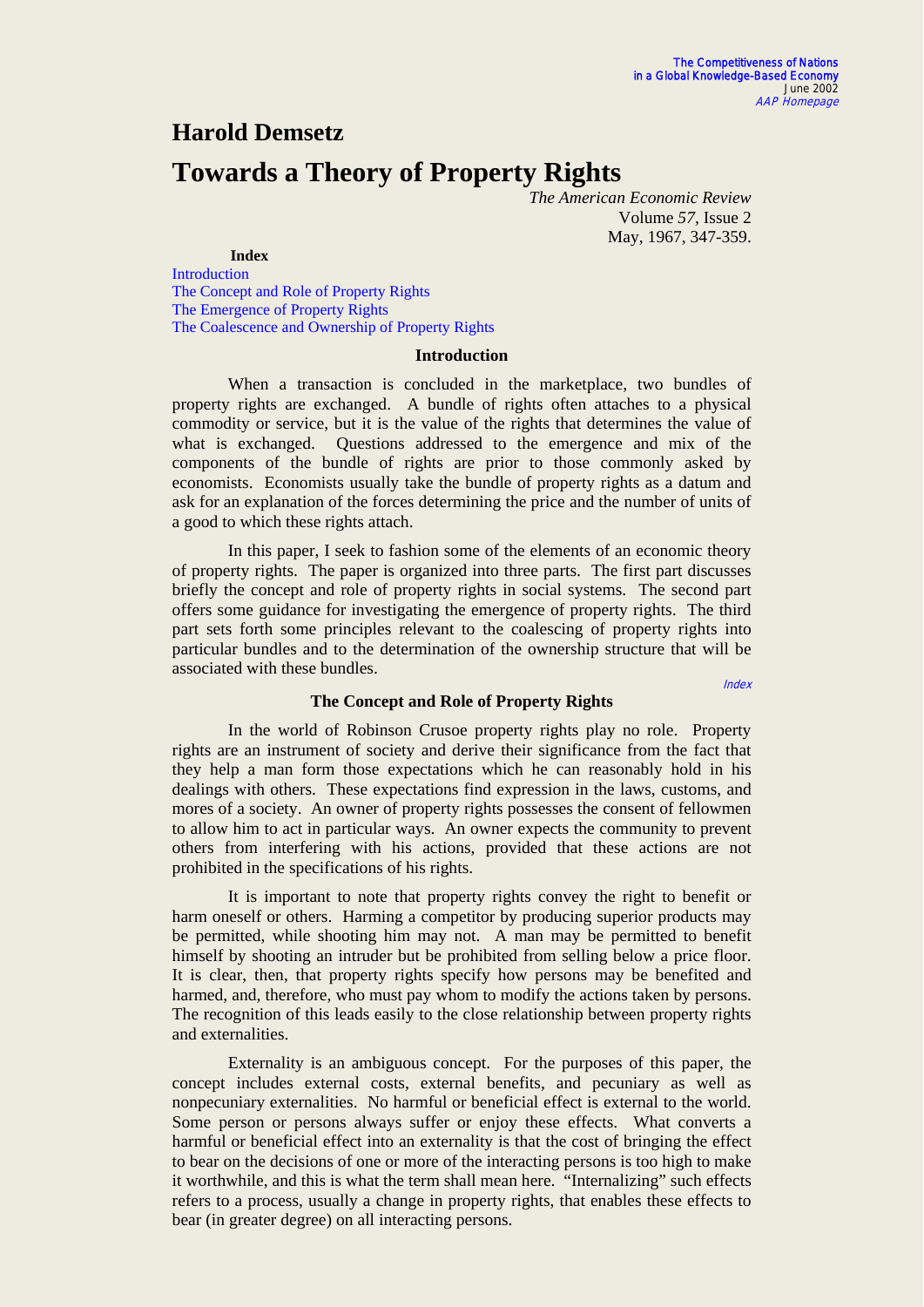# Harold Demsetz

# Towards a Theory of Property Rights

*The American Economic Review*
Volume *57*, Issue 2
May, 1967, 347-359.

**Index**

Introduction
The Concept and Role of Property Rights
The Emergence of Property Rights
The Coalescence and Ownership of Property Rights

### Introduction

When a transaction is concluded in the marketplace, two bundles of property rights are exchanged. A bundle of rights often attaches to a physical commodity or service, but it is the value of the rights that determines the value of what is exchanged. Questions addressed to the emergence and mix of the components of the bundle of rights are prior to those commonly asked by economists. Economists usually take the bundle of property rights as a datum and ask for an explanation of the forces determining the price and the number of units of a good to which these rights attach.

In this paper, I seek to fashion some of the elements of an economic theory of property rights. The paper is organized into three parts. The first part discusses briefly the concept and role of property rights in social systems. The second part offers some guidance for investigating the emergence of property rights. The third part sets forth some principles relevant to the coalescing of property rights into particular bundles and to the determination of the ownership structure that will be associated with these bundles.

*Index*

### The Concept and Role of Property Rights

In the world of Robinson Crusoe property rights play no role. Property rights are an instrument of society and derive their significance from the fact that they help a man form those expectations which he can reasonably hold in his dealings with others. These expectations find expression in the laws, customs, and mores of a society. An owner of property rights possesses the consent of fellowmen to allow him to act in particular ways. An owner expects the community to prevent others from interfering with his actions, provided that these actions are not prohibited in the specifications of his rights.

It is important to note that property rights convey the right to benefit or harm oneself or others. Harming a competitor by producing superior products may be permitted, while shooting him may not. A man may be permitted to benefit himself by shooting an intruder but be prohibited from selling below a price floor. It is clear, then, that property rights specify how persons may be benefited and harmed, and, therefore, who must pay whom to modify the actions taken by persons. The recognition of this leads easily to the close relationship between property rights and externalities.

Externality is an ambiguous concept. For the purposes of this paper, the concept includes external costs, external benefits, and pecuniary as well as nonpecuniary externalities. No harmful or beneficial effect is external to the world. Some person or persons always suffer or enjoy these effects. What converts a harmful or beneficial effect into an externality is that the cost of bringing the effect to bear on the decisions of one or more of the interacting persons is too high to make it worthwhile, and this is what the term shall mean here. "Internalizing" such effects refers to a process, usually a change in property rights, that enables these effects to bear (in greater degree) on all interacting persons.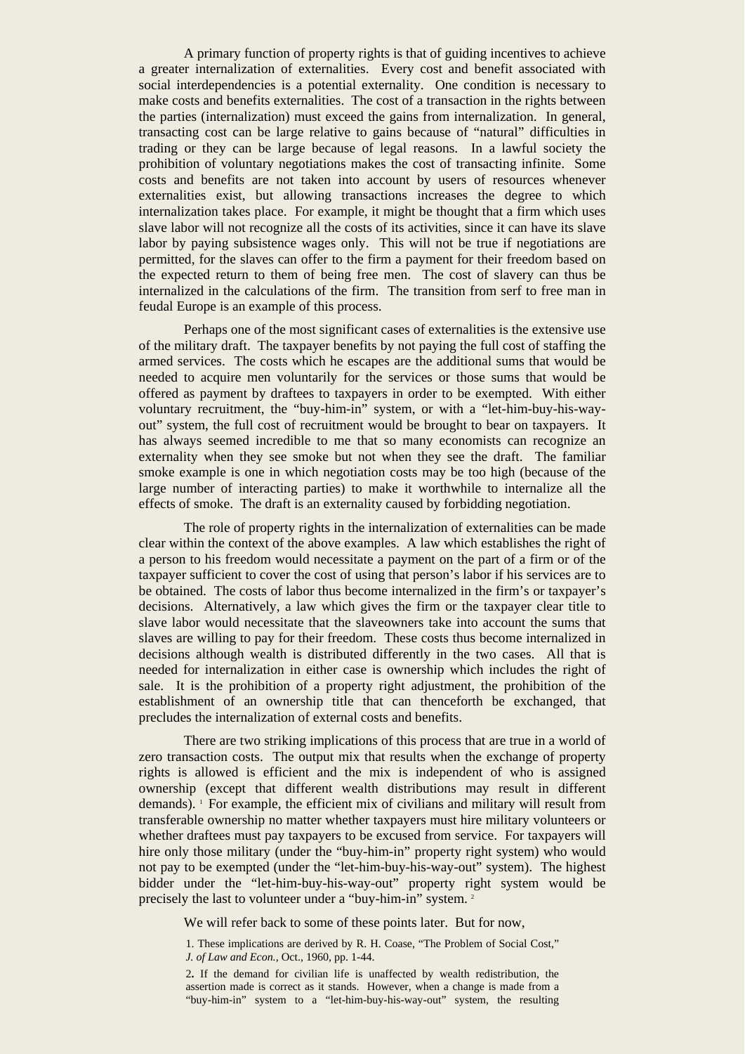A primary function of property rights is that of guiding incentives to achieve a greater internalization of externalities. Every cost and benefit associated with social interdependencies is a potential externality. One condition is necessary to make costs and benefits externalities. The cost of a transaction in the rights between the parties (internalization) must exceed the gains from internalization. In general, transacting cost can be large relative to gains because of "natural" difficulties in trading or they can be large because of legal reasons. In a lawful society the prohibition of voluntary negotiations makes the cost of transacting infinite. Some costs and benefits are not taken into account by users of resources whenever externalities exist, but allowing transactions increases the degree to which internalization takes place. For example, it might be thought that a firm which uses slave labor will not recognize all the costs of its activities, since it can have its slave labor by paying subsistence wages only. This will not be true if negotiations are permitted, for the slaves can offer to the firm a payment for their freedom based on the expected return to them of being free men. The cost of slavery can thus be internalized in the calculations of the firm. The transition from serf to free man in feudal Europe is an example of this process.

Perhaps one of the most significant cases of externalities is the extensive use of the military draft. The taxpayer benefits by not paying the full cost of staffing the armed services. The costs which he escapes are the additional sums that would be needed to acquire men voluntarily for the services or those sums that would be offered as payment by draftees to taxpayers in order to be exempted. With either voluntary recruitment, the "buy-him-in" system, or with a "let-him-buy-his-way-out" system, the full cost of recruitment would be brought to bear on taxpayers. It has always seemed incredible to me that so many economists can recognize an externality when they see smoke but not when they see the draft. The familiar smoke example is one in which negotiation costs may be too high (because of the large number of interacting parties) to make it worthwhile to internalize all the effects of smoke. The draft is an externality caused by forbidding negotiation.

The role of property rights in the internalization of externalities can be made clear within the context of the above examples. A law which establishes the right of a person to his freedom would necessitate a payment on the part of a firm or of the taxpayer sufficient to cover the cost of using that person's labor if his services are to be obtained. The costs of labor thus become internalized in the firm's or taxpayer's decisions. Alternatively, a law which gives the firm or the taxpayer clear title to slave labor would necessitate that the slaveowners take into account the sums that slaves are willing to pay for their freedom. These costs thus become internalized in decisions although wealth is distributed differently in the two cases. All that is needed for internalization in either case is ownership which includes the right of sale. It is the prohibition of a property right adjustment, the prohibition of the establishment of an ownership title that can thenceforth be exchanged, that precludes the internalization of external costs and benefits.

There are two striking implications of this process that are true in a world of zero transaction costs. The output mix that results when the exchange of property rights is allowed is efficient and the mix is independent of who is assigned ownership (except that different wealth distributions may result in different demands).[1] For example, the efficient mix of civilians and military will result from transferable ownership no matter whether taxpayers must hire military volunteers or whether draftees must pay taxpayers to be excused from service. For taxpayers will hire only those military (under the "buy-him-in" property right system) who would not pay to be exempted (under the "let-him-buy-his-way-out" system). The highest bidder under the "let-him-buy-his-way-out" property right system would be precisely the last to volunteer under a "buy-him-in" system.[2]

We will refer back to some of these points later. But for now,

1. These implications are derived by R. H. Coase, "The Problem of Social Cost," *J. of Law and Econ.*, Oct., 1960, pp. 1-44.

2. If the demand for civilian life is unaffected by wealth redistribution, the assertion made is correct as it stands. However, when a change is made from a "buy-him-in" system to a "let-him-buy-his-way-out" system, the resulting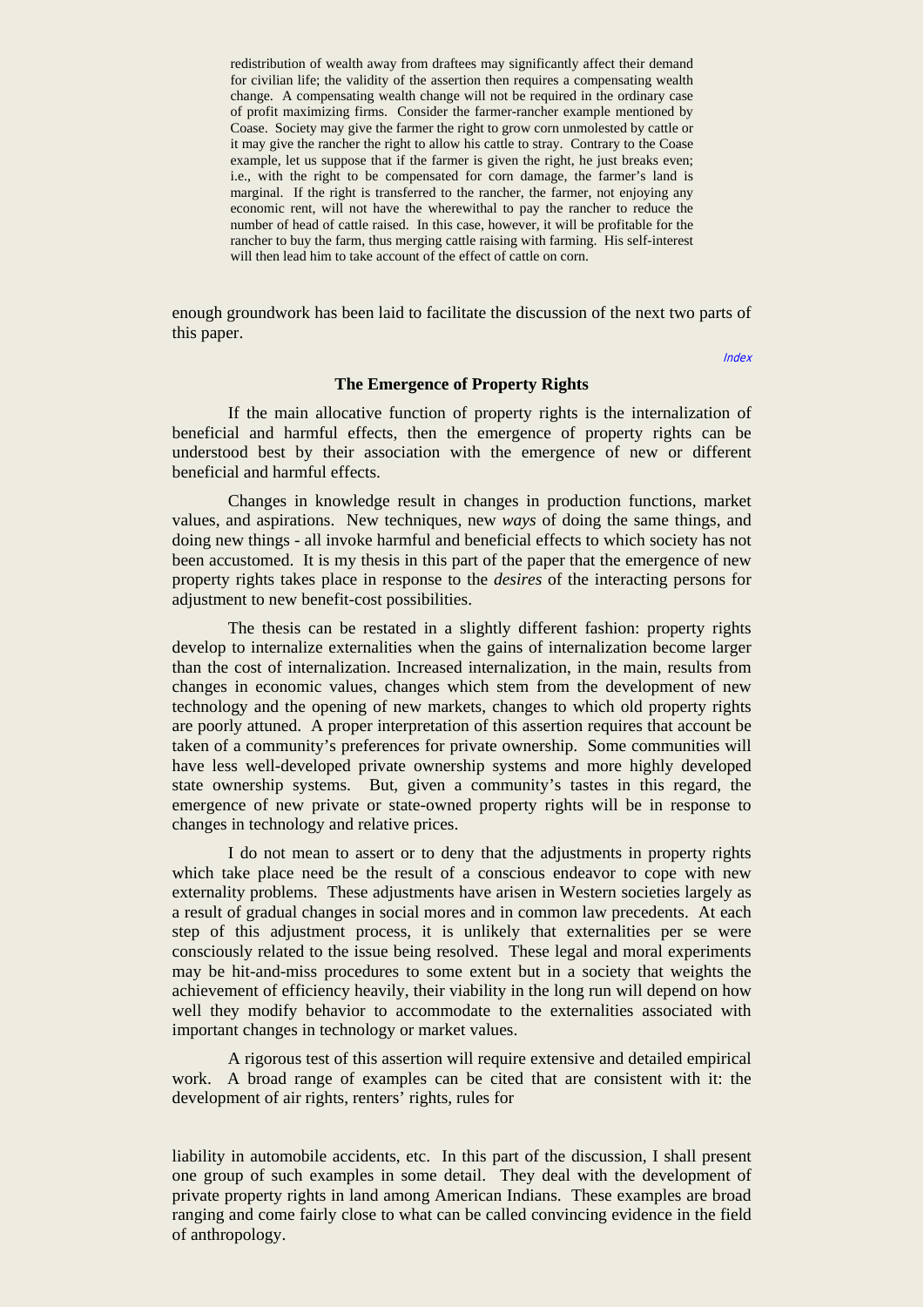redistribution of wealth away from draftees may significantly affect their demand for civilian life; the validity of the assertion then requires a compensating wealth change. A compensating wealth change will not be required in the ordinary case of profit maximizing firms. Consider the farmer-rancher example mentioned by Coase. Society may give the farmer the right to grow corn unmolested by cattle or it may give the rancher the right to allow his cattle to stray. Contrary to the Coase example, let us suppose that if the farmer is given the right, he just breaks even; i.e., with the right to be compensated for corn damage, the farmer's land is marginal. If the right is transferred to the rancher, the farmer, not enjoying any economic rent, will not have the wherewithal to pay the rancher to reduce the number of head of cattle raised. In this case, however, it will be profitable for the rancher to buy the farm, thus merging cattle raising with farming. His self-interest will then lead him to take account of the effect of cattle on corn.

enough groundwork has been laid to facilitate the discussion of the next two parts of this paper.

Index

## The Emergence of Property Rights

If the main allocative function of property rights is the internalization of beneficial and harmful effects, then the emergence of property rights can be understood best by their association with the emergence of new or different beneficial and harmful effects.

Changes in knowledge result in changes in production functions, market values, and aspirations. New techniques, new *ways* of doing the same things, and doing new things - all invoke harmful and beneficial effects to which society has not been accustomed. It is my thesis in this part of the paper that the emergence of new property rights takes place in response to the *desires* of the interacting persons for adjustment to new benefit-cost possibilities.

The thesis can be restated in a slightly different fashion: property rights develop to internalize externalities when the gains of internalization become larger than the cost of internalization. Increased internalization, in the main, results from changes in economic values, changes which stem from the development of new technology and the opening of new markets, changes to which old property rights are poorly attuned. A proper interpretation of this assertion requires that account be taken of a community's preferences for private ownership. Some communities will have less well-developed private ownership systems and more highly developed state ownership systems. But, given a community's tastes in this regard, the emergence of new private or state-owned property rights will be in response to changes in technology and relative prices.

I do not mean to assert or to deny that the adjustments in property rights which take place need be the result of a conscious endeavor to cope with new externality problems. These adjustments have arisen in Western societies largely as a result of gradual changes in social mores and in common law precedents. At each step of this adjustment process, it is unlikely that externalities per se were consciously related to the issue being resolved. These legal and moral experiments may be hit-and-miss procedures to some extent but in a society that weights the achievement of efficiency heavily, their viability in the long run will depend on how well they modify behavior to accommodate to the externalities associated with important changes in technology or market values.

A rigorous test of this assertion will require extensive and detailed empirical work. A broad range of examples can be cited that are consistent with it: the development of air rights, renters' rights, rules for

liability in automobile accidents, etc. In this part of the discussion, I shall present one group of such examples in some detail. They deal with the development of private property rights in land among American Indians. These examples are broad ranging and come fairly close to what can be called convincing evidence in the field of anthropology.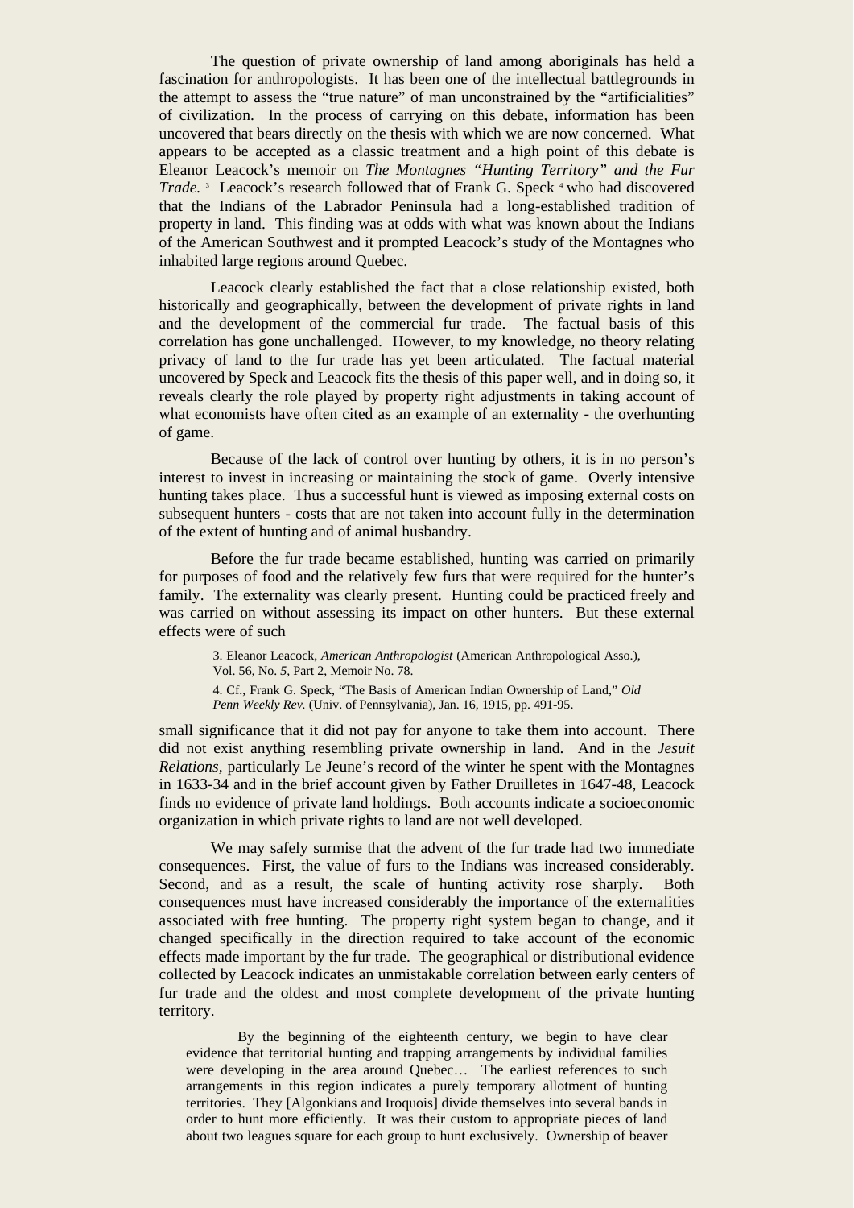The question of private ownership of land among aboriginals has held a fascination for anthropologists. It has been one of the intellectual battlegrounds in the attempt to assess the "true nature" of man unconstrained by the "artificialities" of civilization. In the process of carrying on this debate, information has been uncovered that bears directly on the thesis with which we are now concerned. What appears to be accepted as a classic treatment and a high point of this debate is Eleanor Leacock's memoir on *The Montagnes "Hunting Territory" and the Fur Trade.* [3] Leacock's research followed that of Frank G. Speck [4] who had discovered that the Indians of the Labrador Peninsula had a long-established tradition of property in land. This finding was at odds with what was known about the Indians of the American Southwest and it prompted Leacock's study of the Montagnes who inhabited large regions around Quebec.

Leacock clearly established the fact that a close relationship existed, both historically and geographically, between the development of private rights in land and the development of the commercial fur trade. The factual basis of this correlation has gone unchallenged. However, to my knowledge, no theory relating privacy of land to the fur trade has yet been articulated. The factual material uncovered by Speck and Leacock fits the thesis of this paper well, and in doing so, it reveals clearly the role played by property right adjustments in taking account of what economists have often cited as an example of an externality - the overhunting of game.

Because of the lack of control over hunting by others, it is in no person's interest to invest in increasing or maintaining the stock of game. Overly intensive hunting takes place. Thus a successful hunt is viewed as imposing external costs on subsequent hunters - costs that are not taken into account fully in the determination of the extent of hunting and of animal husbandry.

Before the fur trade became established, hunting was carried on primarily for purposes of food and the relatively few furs that were required for the hunter's family. The externality was clearly present. Hunting could be practiced freely and was carried on without assessing its impact on other hunters. But these external effects were of such small significance that it did not pay for anyone to take them into account. There did not exist anything resembling private ownership in land. And in the *Jesuit Relations*, particularly Le Jeune's record of the winter he spent with the Montagnes in 1633-34 and in the brief account given by Father Druilletes in 1647-48, Leacock finds no evidence of private land holdings. Both accounts indicate a socioeconomic organization in which private rights to land are not well developed.

We may safely surmise that the advent of the fur trade had two immediate consequences. First, the value of furs to the Indians was increased considerably. Second, and as a result, the scale of hunting activity rose sharply. Both consequences must have increased considerably the importance of the externalities associated with free hunting. The property right system began to change, and it changed specifically in the direction required to take account of the economic effects made important by the fur trade. The geographical or distributional evidence collected by Leacock indicates an unmistakable correlation between early centers of fur trade and the oldest and most complete development of the private hunting territory.

> By the beginning of the eighteenth century, we begin to have clear evidence that territorial hunting and trapping arrangements by individual families were developing in the area around Quebec… The earliest references to such arrangements in this region indicates a purely temporary allotment of hunting territories. They [Algonkians and Iroquois] divide themselves into several bands in order to hunt more efficiently. It was their custom to appropriate pieces of land about two leagues square for each group to hunt exclusively. Ownership of beaver

3. Eleanor Leacock, *American Anthropologist* (American Anthropological Asso.), Vol. 56, No. *5*, Part 2, Memoir No. 78.

4. Cf., Frank G. Speck, "The Basis of American Indian Ownership of Land," *Old Penn Weekly Rev.* (Univ. of Pennsylvania), Jan. 16, 1915, pp. 491-95.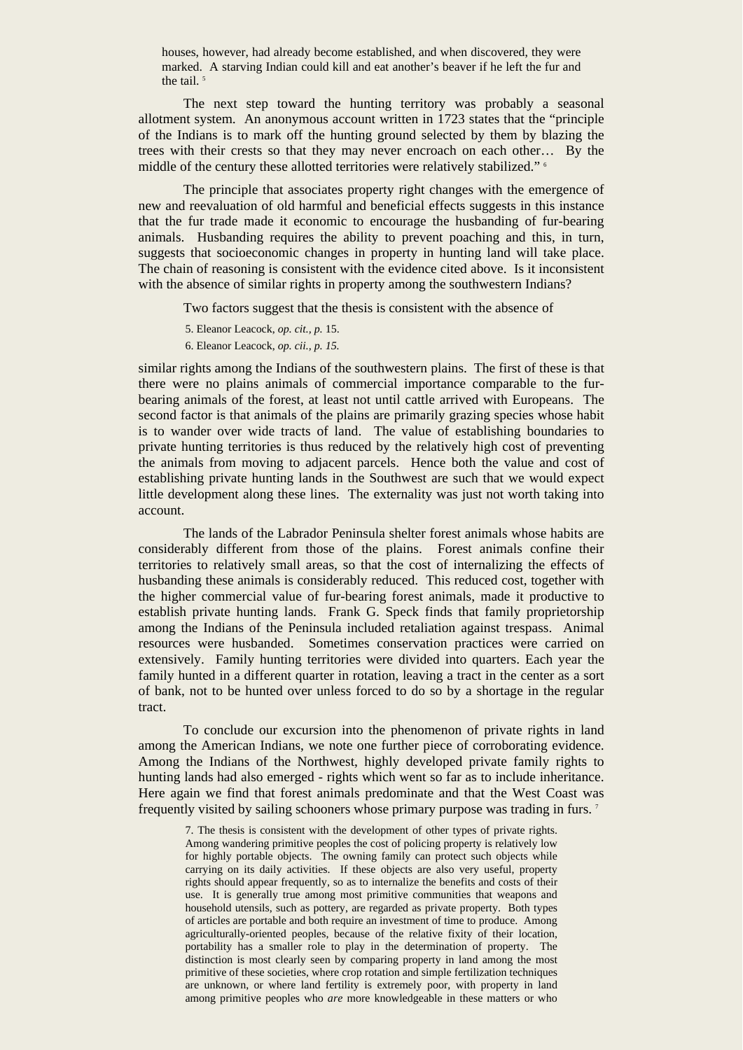houses, however, had already become established, and when discovered, they were marked. A starving Indian could kill and eat another's beaver if he left the fur and the tail. [5]

The next step toward the hunting territory was probably a seasonal allotment system. An anonymous account written in 1723 states that the "principle of the Indians is to mark off the hunting ground selected by them by blazing the trees with their crests so that they may never encroach on each other… By the middle of the century these allotted territories were relatively stabilized." [6]

The principle that associates property right changes with the emergence of new and reevaluation of old harmful and beneficial effects suggests in this instance that the fur trade made it economic to encourage the husbanding of fur-bearing animals. Husbanding requires the ability to prevent poaching and this, in turn, suggests that socioeconomic changes in property in hunting land will take place. The chain of reasoning is consistent with the evidence cited above. Is it inconsistent with the absence of similar rights in property among the southwestern Indians?

Two factors suggest that the thesis is consistent with the absence of similar rights among the Indians of the southwestern plains. The first of these is that there were no plains animals of commercial importance comparable to the fur-bearing animals of the forest, at least not until cattle arrived with Europeans. The second factor is that animals of the plains are primarily grazing species whose habit is to wander over wide tracts of land. The value of establishing boundaries to private hunting territories is thus reduced by the relatively high cost of preventing the animals from moving to adjacent parcels. Hence both the value and cost of establishing private hunting lands in the Southwest are such that we would expect little development along these lines. The externality was just not worth taking into account.

The lands of the Labrador Peninsula shelter forest animals whose habits are considerably different from those of the plains. Forest animals confine their territories to relatively small areas, so that the cost of internalizing the effects of husbanding these animals is considerably reduced. This reduced cost, together with the higher commercial value of fur-bearing forest animals, made it productive to establish private hunting lands. Frank G. Speck finds that family proprietorship among the Indians of the Peninsula included retaliation against trespass. Animal resources were husbanded. Sometimes conservation practices were carried on extensively. Family hunting territories were divided into quarters. Each year the family hunted in a different quarter in rotation, leaving a tract in the center as a sort of bank, not to be hunted over unless forced to do so by a shortage in the regular tract.

To conclude our excursion into the phenomenon of private rights in land among the American Indians, we note one further piece of corroborating evidence. Among the Indians of the Northwest, highly developed private family rights to hunting lands had also emerged - rights which went so far as to include inheritance. Here again we find that forest animals predominate and that the West Coast was frequently visited by sailing schooners whose primary purpose was trading in furs. [7]

5. Eleanor Leacock, *op. cit., p.* 15.

6. Eleanor Leacock, *op. cii., p. 15.*

7. The thesis is consistent with the development of other types of private rights. Among wandering primitive peoples the cost of policing property is relatively low for highly portable objects. The owning family can protect such objects while carrying on its daily activities. If these objects are also very useful, property rights should appear frequently, so as to internalize the benefits and costs of their use. It is generally true among most primitive communities that weapons and household utensils, such as pottery, are regarded as private property. Both types of articles are portable and both require an investment of time to produce. Among agriculturally-oriented peoples, because of the relative fixity of their location, portability has a smaller role to play in the determination of property. The distinction is most clearly seen by comparing property in land among the most primitive of these societies, where crop rotation and simple fertilization techniques are unknown, or where land fertility is extremely poor, with property in land among primitive peoples who *are* more knowledgeable in these matters or who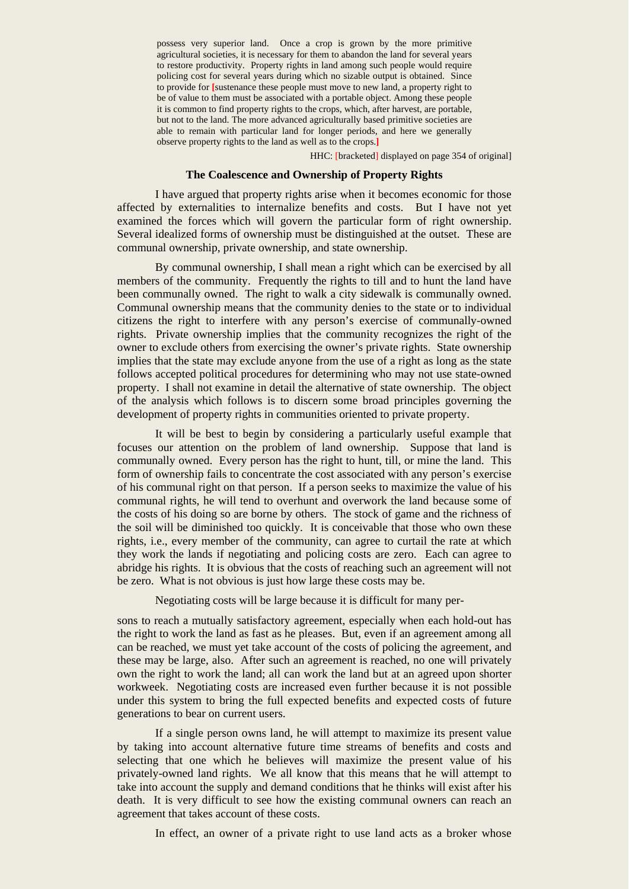possess very superior land. Once a crop is grown by the more primitive agricultural societies, it is necessary for them to abandon the land for several years to restore productivity. Property rights in land among such people would require policing cost for several years during which no sizable output is obtained. Since to provide for [sustenance these people must move to new land, a property right to be of value to them must be associated with a portable object. Among these people it is common to find property rights to the crops, which, after harvest, are portable, but not to the land. The more advanced agriculturally based primitive societies are able to remain with particular land for longer periods, and here we generally observe property rights to the land as well as to the crops.]

HHC: [bracketed] displayed on page 354 of original]

### The Coalescence and Ownership of Property Rights

I have argued that property rights arise when it becomes economic for those affected by externalities to internalize benefits and costs. But I have not yet examined the forces which will govern the particular form of right ownership. Several idealized forms of ownership must be distinguished at the outset. These are communal ownership, private ownership, and state ownership.

By communal ownership, I shall mean a right which can be exercised by all members of the community. Frequently the rights to till and to hunt the land have been communally owned. The right to walk a city sidewalk is communally owned. Communal ownership means that the community denies to the state or to individual citizens the right to interfere with any person's exercise of communally-owned rights. Private ownership implies that the community recognizes the right of the owner to exclude others from exercising the owner's private rights. State ownership implies that the state may exclude anyone from the use of a right as long as the state follows accepted political procedures for determining who may not use state-owned property. I shall not examine in detail the alternative of state ownership. The object of the analysis which follows is to discern some broad principles governing the development of property rights in communities oriented to private property.

It will be best to begin by considering a particularly useful example that focuses our attention on the problem of land ownership. Suppose that land is communally owned. Every person has the right to hunt, till, or mine the land. This form of ownership fails to concentrate the cost associated with any person's exercise of his communal right on that person. If a person seeks to maximize the value of his communal rights, he will tend to overhunt and overwork the land because some of the costs of his doing so are borne by others. The stock of game and the richness of the soil will be diminished too quickly. It is conceivable that those who own these rights, i.e., every member of the community, can agree to curtail the rate at which they work the lands if negotiating and policing costs are zero. Each can agree to abridge his rights. It is obvious that the costs of reaching such an agreement will not be zero. What is not obvious is just how large these costs may be.

Negotiating costs will be large because it is difficult for many persons to reach a mutually satisfactory agreement, especially when each hold-out has the right to work the land as fast as he pleases. But, even if an agreement among all can be reached, we must yet take account of the costs of policing the agreement, and these may be large, also. After such an agreement is reached, no one will privately own the right to work the land; all can work the land but at an agreed upon shorter workweek. Negotiating costs are increased even further because it is not possible under this system to bring the full expected benefits and expected costs of future generations to bear on current users.

If a single person owns land, he will attempt to maximize its present value by taking into account alternative future time streams of benefits and costs and selecting that one which he believes will maximize the present value of his privately-owned land rights. We all know that this means that he will attempt to take into account the supply and demand conditions that he thinks will exist after his death. It is very difficult to see how the existing communal owners can reach an agreement that takes account of these costs.

In effect, an owner of a private right to use land acts as a broker whose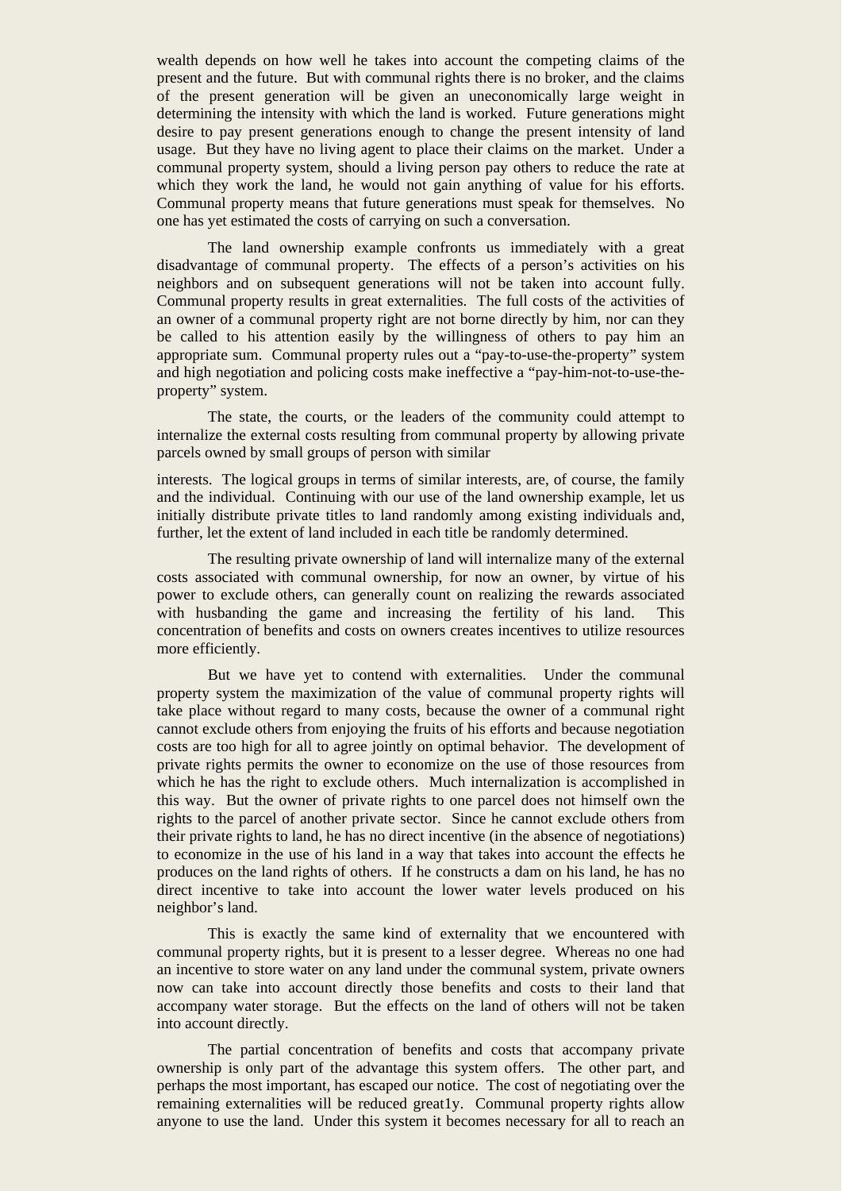wealth depends on how well he takes into account the competing claims of the present and the future. But with communal rights there is no broker, and the claims of the present generation will be given an uneconomically large weight in determining the intensity with which the land is worked. Future generations might desire to pay present generations enough to change the present intensity of land usage. But they have no living agent to place their claims on the market. Under a communal property system, should a living person pay others to reduce the rate at which they work the land, he would not gain anything of value for his efforts. Communal property means that future generations must speak for themselves. No one has yet estimated the costs of carrying on such a conversation.

The land ownership example confronts us immediately with a great disadvantage of communal property. The effects of a person's activities on his neighbors and on subsequent generations will not be taken into account fully. Communal property results in great externalities. The full costs of the activities of an owner of a communal property right are not borne directly by him, nor can they be called to his attention easily by the willingness of others to pay him an appropriate sum. Communal property rules out a "pay-to-use-the-property" system and high negotiation and policing costs make ineffective a "pay-him-not-to-use-the-property" system.

The state, the courts, or the leaders of the community could attempt to internalize the external costs resulting from communal property by allowing private parcels owned by small groups of person with similar interests. The logical groups in terms of similar interests, are, of course, the family and the individual. Continuing with our use of the land ownership example, let us initially distribute private titles to land randomly among existing individuals and, further, let the extent of land included in each title be randomly determined.

The resulting private ownership of land will internalize many of the external costs associated with communal ownership, for now an owner, by virtue of his power to exclude others, can generally count on realizing the rewards associated with husbanding the game and increasing the fertility of his land. This concentration of benefits and costs on owners creates incentives to utilize resources more efficiently.

But we have yet to contend with externalities. Under the communal property system the maximization of the value of communal property rights will take place without regard to many costs, because the owner of a communal right cannot exclude others from enjoying the fruits of his efforts and because negotiation costs are too high for all to agree jointly on optimal behavior. The development of private rights permits the owner to economize on the use of those resources from which he has the right to exclude others. Much internalization is accomplished in this way. But the owner of private rights to one parcel does not himself own the rights to the parcel of another private sector. Since he cannot exclude others from their private rights to land, he has no direct incentive (in the absence of negotiations) to economize in the use of his land in a way that takes into account the effects he produces on the land rights of others. If he constructs a dam on his land, he has no direct incentive to take into account the lower water levels produced on his neighbor's land.

This is exactly the same kind of externality that we encountered with communal property rights, but it is present to a lesser degree. Whereas no one had an incentive to store water on any land under the communal system, private owners now can take into account directly those benefits and costs to their land that accompany water storage. But the effects on the land of others will not be taken into account directly.

The partial concentration of benefits and costs that accompany private ownership is only part of the advantage this system offers. The other part, and perhaps the most important, has escaped our notice. The cost of negotiating over the remaining externalities will be reduced great1y. Communal property rights allow anyone to use the land. Under this system it becomes necessary for all to reach an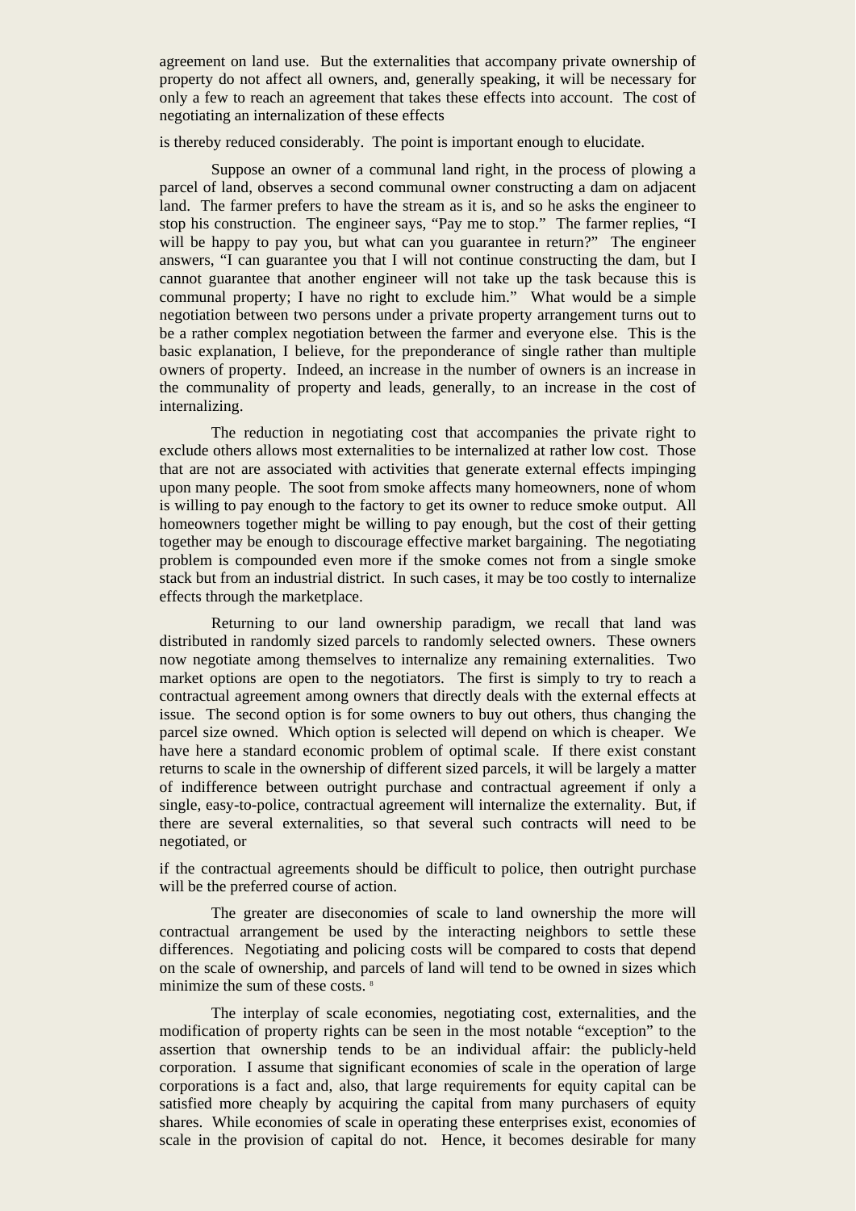agreement on land use. But the externalities that accompany private ownership of property do not affect all owners, and, generally speaking, it will be necessary for only a few to reach an agreement that takes these effects into account. The cost of negotiating an internalization of these effects is thereby reduced considerably. The point is important enough to elucidate.

Suppose an owner of a communal land right, in the process of plowing a parcel of land, observes a second communal owner constructing a dam on adjacent land. The farmer prefers to have the stream as it is, and so he asks the engineer to stop his construction. The engineer says, "Pay me to stop." The farmer replies, "I will be happy to pay you, but what can you guarantee in return?" The engineer answers, "I can guarantee you that I will not continue constructing the dam, but I cannot guarantee that another engineer will not take up the task because this is communal property; I have no right to exclude him." What would be a simple negotiation between two persons under a private property arrangement turns out to be a rather complex negotiation between the farmer and everyone else. This is the basic explanation, I believe, for the preponderance of single rather than multiple owners of property. Indeed, an increase in the number of owners is an increase in the communality of property and leads, generally, to an increase in the cost of internalizing.

The reduction in negotiating cost that accompanies the private right to exclude others allows most externalities to be internalized at rather low cost. Those that are not are associated with activities that generate external effects impinging upon many people. The soot from smoke affects many homeowners, none of whom is willing to pay enough to the factory to get its owner to reduce smoke output. All homeowners together might be willing to pay enough, but the cost of their getting together may be enough to discourage effective market bargaining. The negotiating problem is compounded even more if the smoke comes not from a single smoke stack but from an industrial district. In such cases, it may be too costly to internalize effects through the marketplace.

Returning to our land ownership paradigm, we recall that land was distributed in randomly sized parcels to randomly selected owners. These owners now negotiate among themselves to internalize any remaining externalities. Two market options are open to the negotiators. The first is simply to try to reach a contractual agreement among owners that directly deals with the external effects at issue. The second option is for some owners to buy out others, thus changing the parcel size owned. Which option is selected will depend on which is cheaper. We have here a standard economic problem of optimal scale. If there exist constant returns to scale in the ownership of different sized parcels, it will be largely a matter of indifference between outright purchase and contractual agreement if only a single, easy-to-police, contractual agreement will internalize the externality. But, if there are several externalities, so that several such contracts will need to be negotiated, or if the contractual agreements should be difficult to police, then outright purchase will be the preferred course of action.

The greater are diseconomies of scale to land ownership the more will contractual arrangement be used by the interacting neighbors to settle these differences. Negotiating and policing costs will be compared to costs that depend on the scale of ownership, and parcels of land will tend to be owned in sizes which minimize the sum of these costs. [8]

The interplay of scale economies, negotiating cost, externalities, and the modification of property rights can be seen in the most notable "exception" to the assertion that ownership tends to be an individual affair: the publicly-held corporation. I assume that significant economies of scale in the operation of large corporations is a fact and, also, that large requirements for equity capital can be satisfied more cheaply by acquiring the capital from many purchasers of equity shares. While economies of scale in operating these enterprises exist, economies of scale in the provision of capital do not. Hence, it becomes desirable for many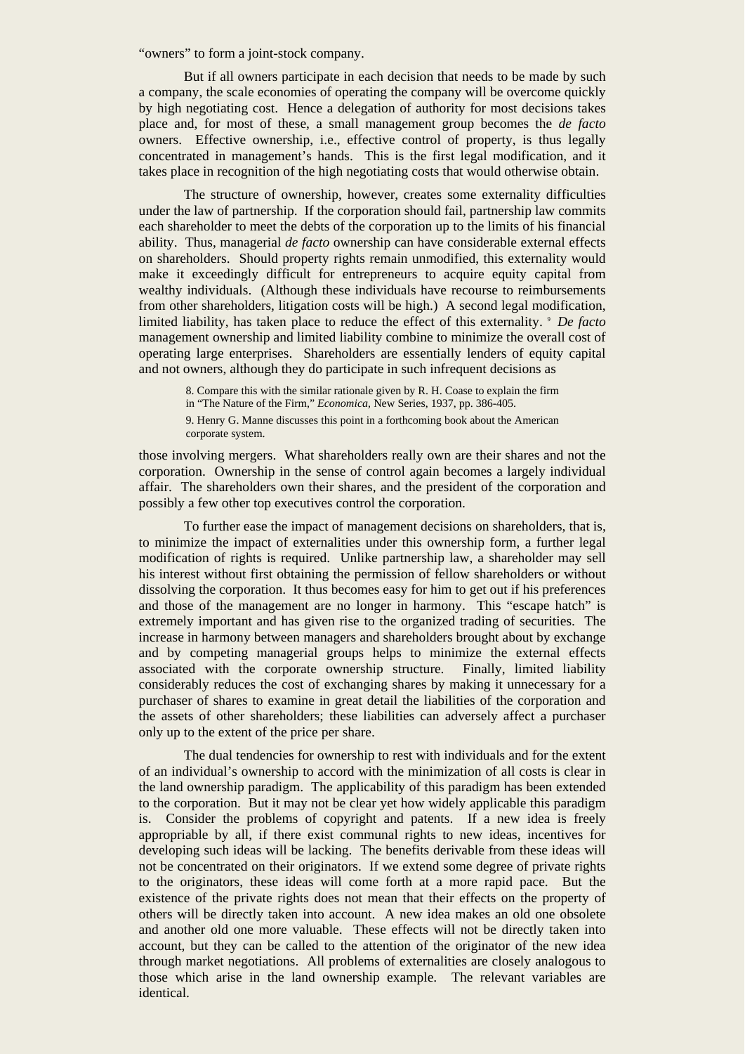"owners" to form a joint-stock company.

But if all owners participate in each decision that needs to be made by such a company, the scale economies of operating the company will be overcome quickly by high negotiating cost. Hence a delegation of authority for most decisions takes place and, for most of these, a small management group becomes the *de facto* owners. Effective ownership, i.e., effective control of property, is thus legally concentrated in management's hands. This is the first legal modification, and it takes place in recognition of the high negotiating costs that would otherwise obtain.

The structure of ownership, however, creates some externality difficulties under the law of partnership. If the corporation should fail, partnership law commits each shareholder to meet the debts of the corporation up to the limits of his financial ability. Thus, managerial *de facto* ownership can have considerable external effects on shareholders. Should property rights remain unmodified, this externality would make it exceedingly difficult for entrepreneurs to acquire equity capital from wealthy individuals. (Although these individuals have recourse to reimbursements from other shareholders, litigation costs will be high.) A second legal modification, limited liability, has taken place to reduce the effect of this externality. [9] *De facto* management ownership and limited liability combine to minimize the overall cost of operating large enterprises. Shareholders are essentially lenders of equity capital and not owners, although they do participate in such infrequent decisions as those involving mergers. What shareholders really own are their shares and not the corporation. Ownership in the sense of control again becomes a largely individual affair. The shareholders own their shares, and the president of the corporation and possibly a few other top executives control the corporation.

To further ease the impact of management decisions on shareholders, that is, to minimize the impact of externalities under this ownership form, a further legal modification of rights is required. Unlike partnership law, a shareholder may sell his interest without first obtaining the permission of fellow shareholders or without dissolving the corporation. It thus becomes easy for him to get out if his preferences and those of the management are no longer in harmony. This "escape hatch" is extremely important and has given rise to the organized trading of securities. The increase in harmony between managers and shareholders brought about by exchange and by competing managerial groups helps to minimize the external effects associated with the corporate ownership structure. Finally, limited liability considerably reduces the cost of exchanging shares by making it unnecessary for a purchaser of shares to examine in great detail the liabilities of the corporation and the assets of other shareholders; these liabilities can adversely affect a purchaser only up to the extent of the price per share.

The dual tendencies for ownership to rest with individuals and for the extent of an individual's ownership to accord with the minimization of all costs is clear in the land ownership paradigm. The applicability of this paradigm has been extended to the corporation. But it may not be clear yet how widely applicable this paradigm is. Consider the problems of copyright and patents. If a new idea is freely appropriable by all, if there exist communal rights to new ideas, incentives for developing such ideas will be lacking. The benefits derivable from these ideas will not be concentrated on their originators. If we extend some degree of private rights to the originators, these ideas will come forth at a more rapid pace. But the existence of the private rights does not mean that their effects on the property of others will be directly taken into account. A new idea makes an old one obsolete and another old one more valuable. These effects will not be directly taken into account, but they can be called to the attention of the originator of the new idea through market negotiations. All problems of externalities are closely analogous to those which arise in the land ownership example. The relevant variables are identical.

8. Compare this with the similar rationale given by R. H. Coase to explain the firm in "The Nature of the Firm," *Economica,* New Series, 1937, pp. 386-405.

9. Henry G. Manne discusses this point in a forthcoming book about the American corporate system.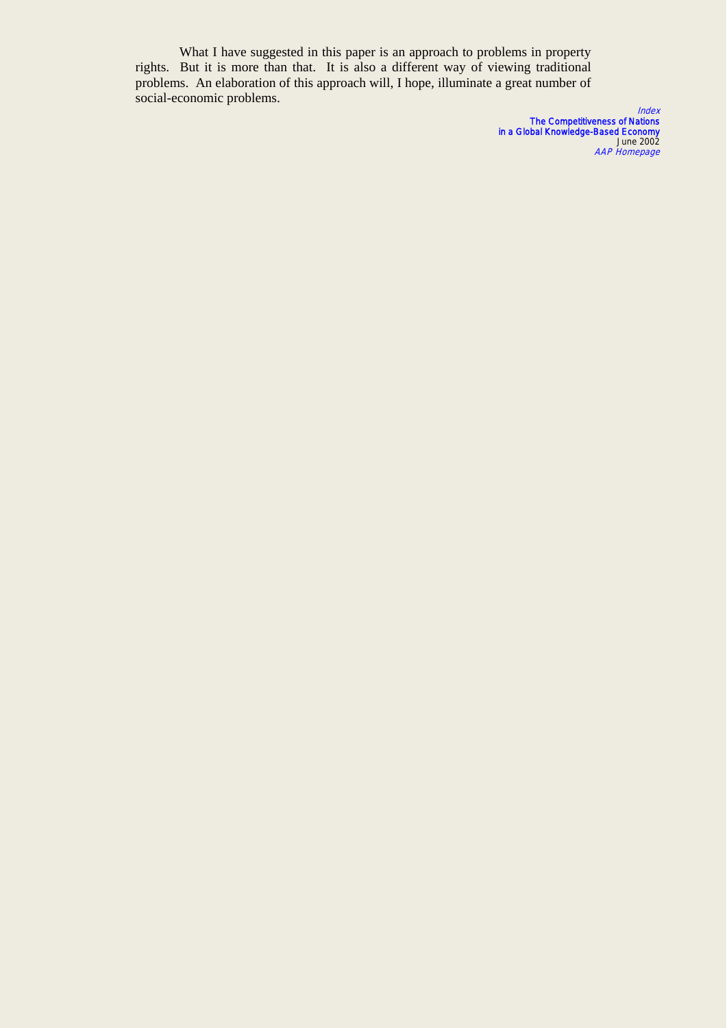What I have suggested in this paper is an approach to problems in property rights. But it is more than that. It is also a different way of viewing traditional problems. An elaboration of this approach will, I hope, illuminate a great number of social-economic problems.

*Index*
**The Competitiveness of Nations in a Global Knowledge-Based Economy**
June 2002
*AAP Homepage*